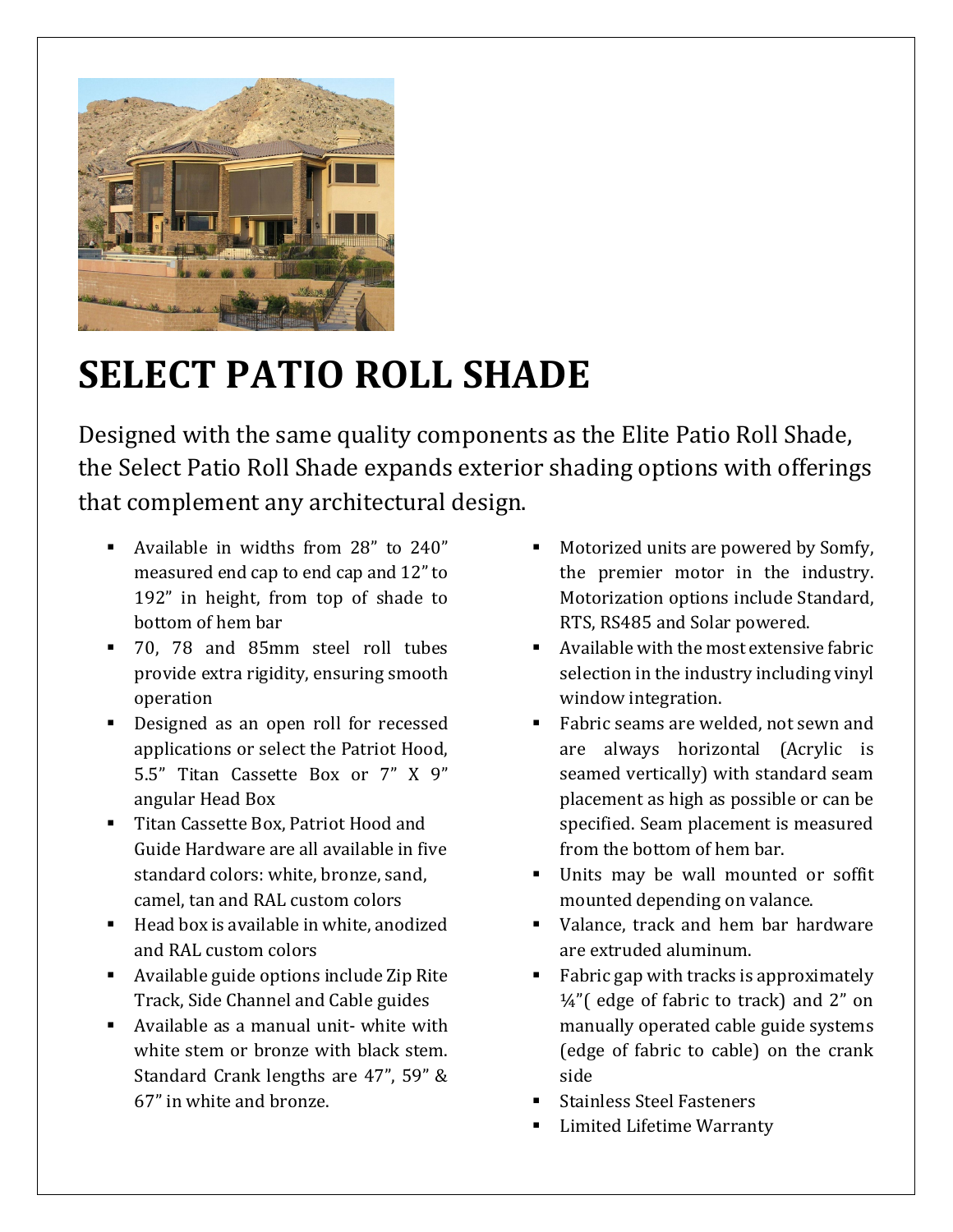# SELECT PATIO ROLL SHADE

Designed with the same quality components as the Elite Patio Roll Shade, the Select Patio Roll Shade expands exterior shading options with offerings that complement any architectural design.

- Available in widths from 28" to 240" measured end cap to end cap and 12" to 192" in height, from top of shade to bottom of hem bar
- 70, 78 and 85mm steel roll tubes provide extra rigidity, ensuring smooth operation
- Designed as an open roll for recessed applications or select the Patriot Hood, 5.5" Titan Cassette Box or 7" X 9" angular Head Box
- Titan Cassette Box, Patriot Hood and Guide Hardware are all available in five standard colors: white, bronze, sand, camel, tan and RAL custom colors
- Head box is available in white, anodized and RAL custom colors
- Available guide options include Zip Rite Track, Side Channel and Cable guides
- Available as a manual unit- white with white stem or bronze with black stem. Standard Crank lengths are 47", 59" & 67" in white and bronze.
- Motorized units are powered by Somfy, the premier motor in the industry. Motorization options include Standard, RTS, RS485 and Solar powered.
- Available with the most extensive fabric selection in the industry including vinyl window integration.
- Fabric seams are welded, not sewn and are always horizontal (Acrylic is seamed vertically) with standard seam placement as high as possible or can be specified. Seam placement is measured from the bottom of hem bar.
- Units may be wall mounted or soffit mounted depending on valance.
- Valance, track and hem bar hardware are extruded aluminum.
- Fabric gap with tracks is approximately ¼"( edge of fabric to track) and 2" on manually operated cable guide systems (edge of fabric to cable) on the crank side
- Stainless Steel Fasteners
- Limited Lifetime Warranty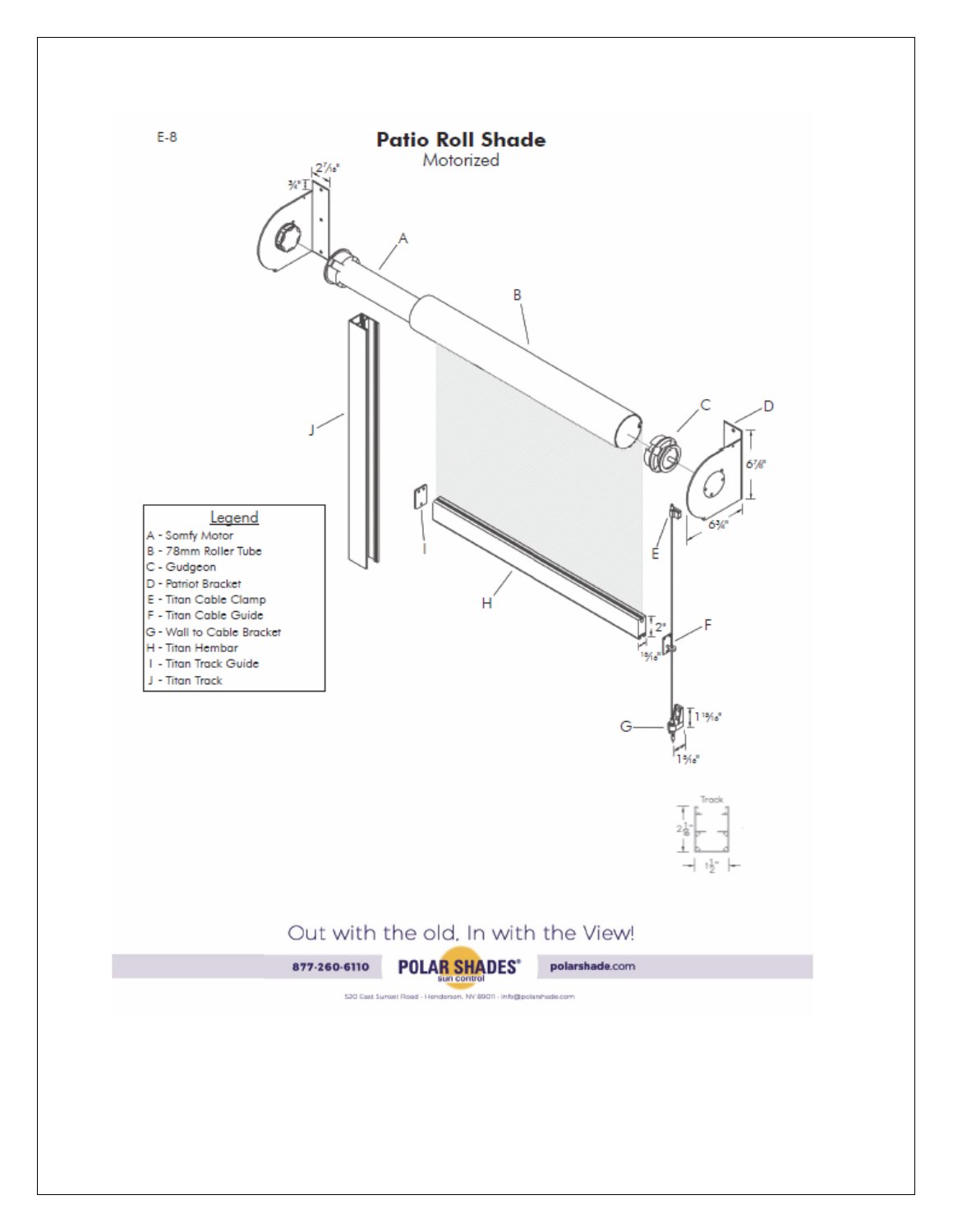E-8

# Patio Roll Shade

Motorized

A

B

C

D

E

F

G

H

I

J

3/4"

2 7/16"

6 7/8"

6 3/4"

2"

15/16"

1 15/16"

1 5/16"

Track

2 1/8"

1 1/2"

**Legend**

- A - Somfy Motor
- B - 78mm Roller Tube
- C - Gudgeon
- D - Patriot Bracket
- E - Titan Cable Clamp
- F - Titan Cable Guide
- G - Wall to Cable Bracket
- H - Titan Hembar
- I - Titan Track Guide
- J - Titan Track

Out with the old. In with the View!

877-260-6110 **POLAR SHADES®** sun control polarshade.com

520 East Sunset Road · Henderson, NV 89011 · info@polarshade.com